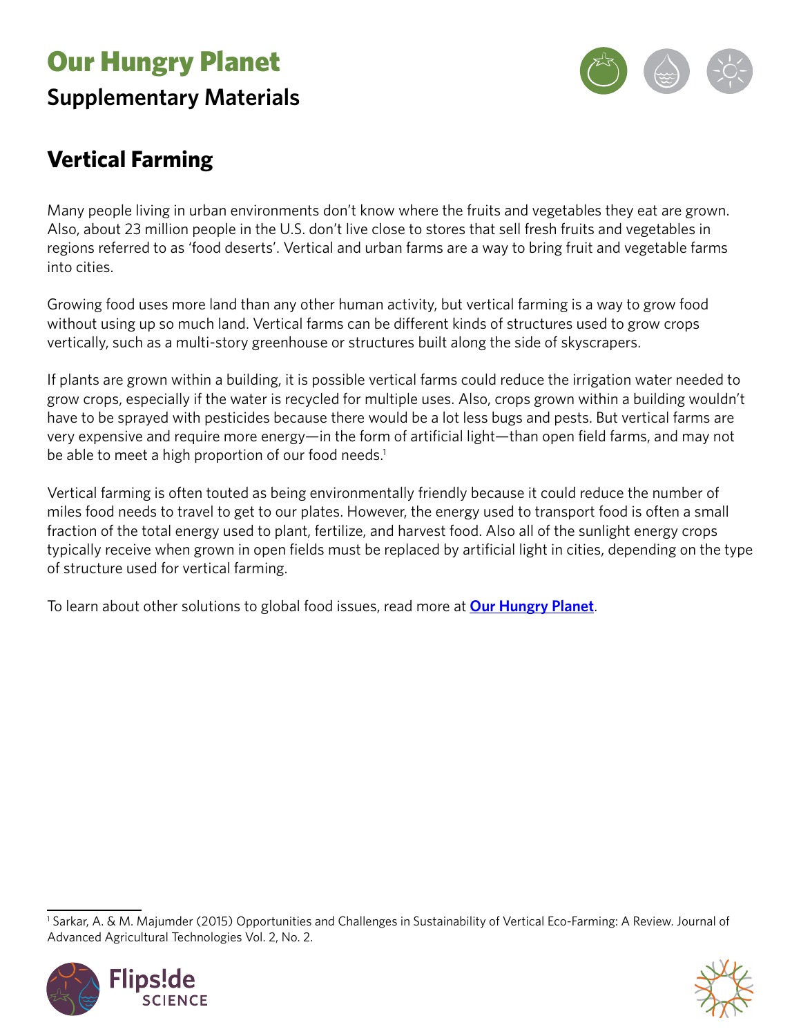# Our Hungry Planet

## Supplementary Materials

## Vertical Farming

Many people living in urban environments don't know where the fruits and vegetables they eat are grown. Also, about 23 million people in the U.S. don't live close to stores that sell fresh fruits and vegetables in regions referred to as 'food deserts'. Vertical and urban farms are a way to bring fruit and vegetable farms into cities.

Growing food uses more land than any other human activity, but vertical farming is a way to grow food without using up so much land. Vertical farms can be different kinds of structures used to grow crops vertically, such as a multi-story greenhouse or structures built along the side of skyscrapers.

If plants are grown within a building, it is possible vertical farms could reduce the irrigation water needed to grow crops, especially if the water is recycled for multiple uses. Also, crops grown within a building wouldn't have to be sprayed with pesticides because there would be a lot less bugs and pests. But vertical farms are very expensive and require more energy—in the form of artificial light—than open field farms, and may not be able to meet a high proportion of our food needs.[1]

Vertical farming is often touted as being environmentally friendly because it could reduce the number of miles food needs to travel to get to our plates. However, the energy used to transport food is often a small fraction of the total energy used to plant, fertilize, and harvest food. Also all of the sunlight energy crops typically receive when grown in open fields must be replaced by artificial light in cities, depending on the type of structure used for vertical farming.

To learn about other solutions to global food issues, read more at **Our Hungry Planet**.

---

[1] Sarkar, A. & M. Majumder (2015) Opportunities and Challenges in Sustainability of Vertical Eco-Farming: A Review. Journal of Advanced Agricultural Technologies Vol. 2, No. 2.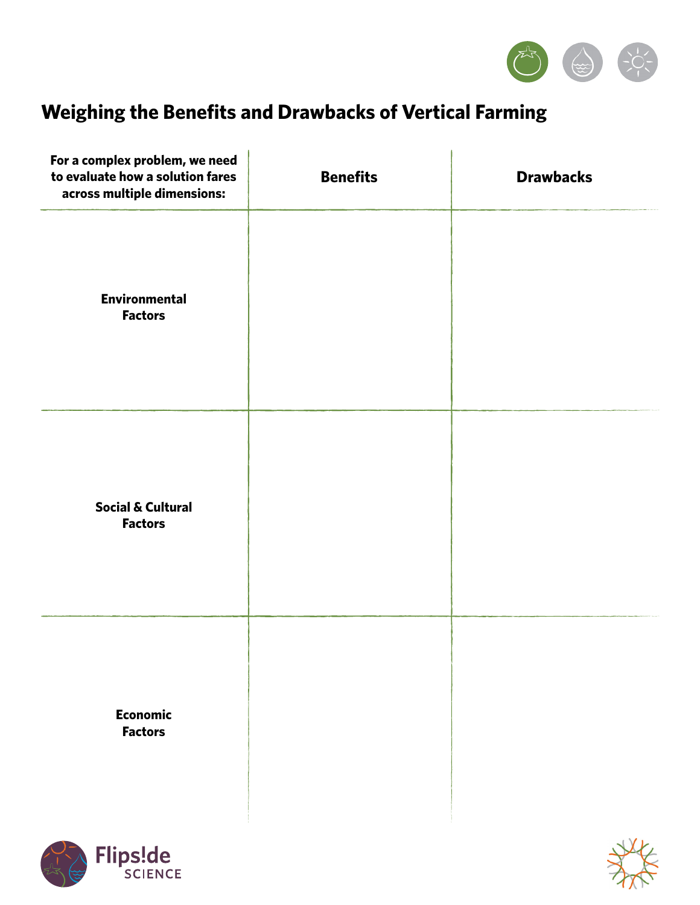# Weighing the Benefits and Drawbacks of Vertical Farming

| For a complex problem, we need to evaluate how a solution fares across multiple dimensions: | Benefits | Drawbacks |
|---|---|---|
| **Environmental Factors** | | |
| **Social & Cultural Factors** | | |
| **Economic Factors** | | |

Flips!de SCIENCE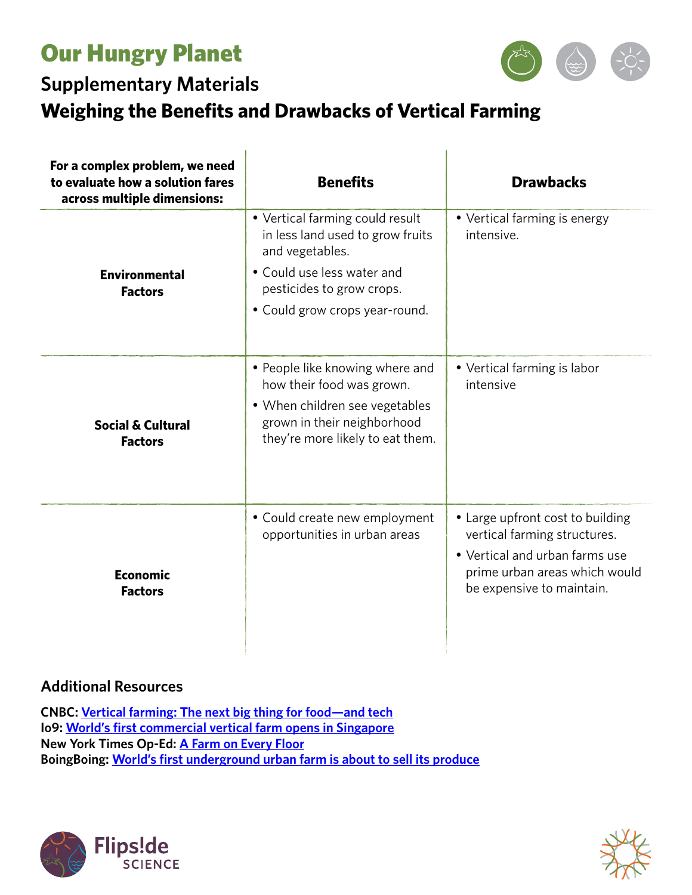# Our Hungry Planet

## Supplementary Materials

## Weighing the Benefits and Drawbacks of Vertical Farming

| For a complex problem, we need to evaluate how a solution fares across multiple dimensions: | Benefits | Drawbacks |
|---|---|---|
| **Environmental Factors** | • Vertical farming could result in less land used to grow fruits and vegetables.<br>• Could use less water and pesticides to grow crops.<br>• Could grow crops year-round. | • Vertical farming is energy intensive. |
| **Social & Cultural Factors** | • People like knowing where and how their food was grown.<br>• When children see vegetables grown in their neighborhood they're more likely to eat them. | • Vertical farming is labor intensive |
| **Economic Factors** | • Could create new employment opportunities in urban areas | • Large upfront cost to building vertical farming structures.<br>• Vertical and urban farms use prime urban areas which would be expensive to maintain. |

### Additional Resources

**CNBC:** Vertical farming: The next big thing for food—and tech
**Io9:** World's first commercial vertical farm opens in Singapore
**New York Times Op-Ed:** A Farm on Every Floor
**BoingBoing:** World's first underground urban farm is about to sell its produce

Flips!de SCIENCE